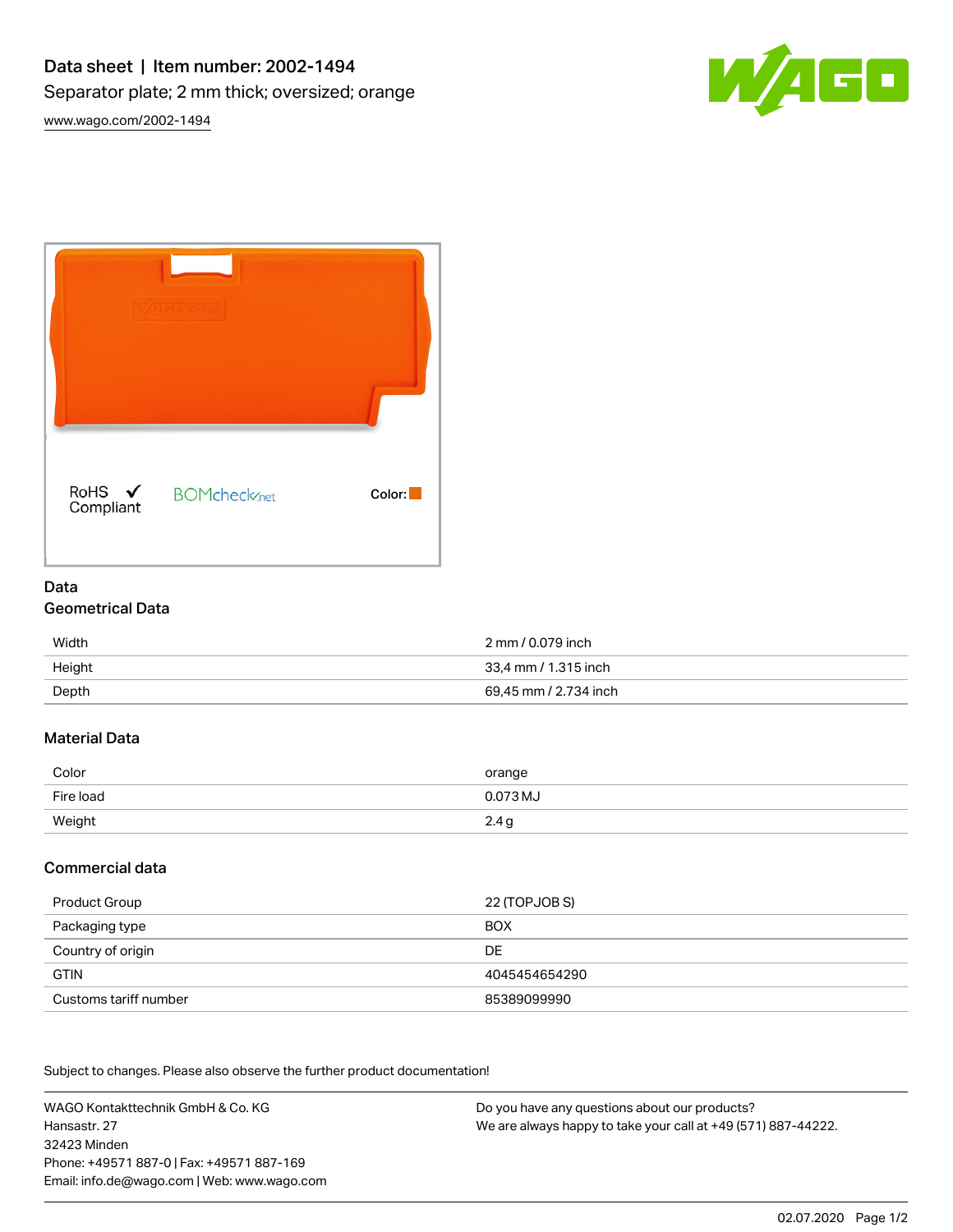# Data sheet | Item number: 2002-1494

## Separator plate; 2 mm thick; oversized; orange

www.wago.com/2002-1494

RoHS ✓ Compliant

BOMcheck.net

Color:

## Data

### Geometrical Data

| | |
|---|---|
| Width | 2 mm / 0.079 inch |
| Height | 33,4 mm / 1.315 inch |
| Depth | 69,45 mm / 2.734 inch |

### Material Data

| | |
|---|---|
| Color | orange |
| Fire load | 0.073 MJ |
| Weight | 2.4 g |

### Commercial data

| | |
|---|---|
| Product Group | 22 (TOPJOB S) |
| Packaging type | BOX |
| Country of origin | DE |
| GTIN | 4045454654290 |
| Customs tariff number | 85389099990 |

Subject to changes. Please also observe the further product documentation!

WAGO Kontakttechnik GmbH & Co. KG
Hansastr. 27
32423 Minden
Phone: +49571 887-0 | Fax: +49571 887-169
Email: info.de@wago.com | Web: www.wago.com

Do you have any questions about our products?
We are always happy to take your call at +49 (571) 887-44222.

02.07.2020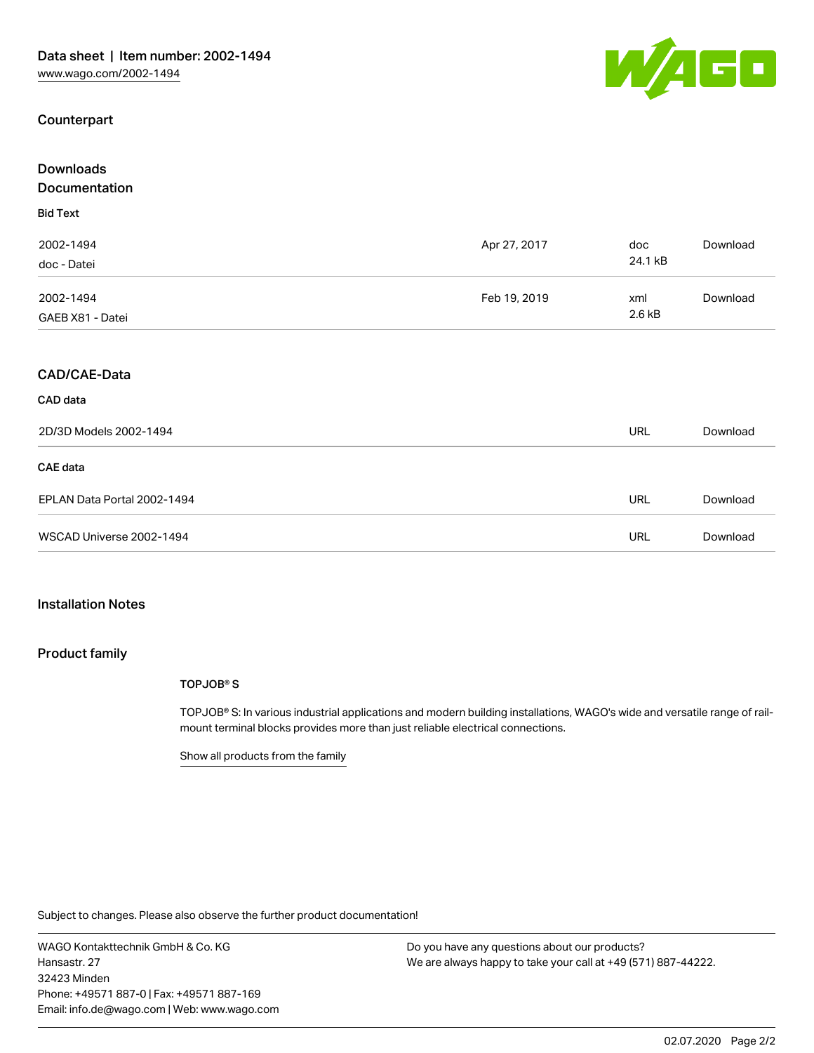## Counterpart

## Downloads

## Documentation

**Bid Text**

| | | | |
|---|---|---|---|
| 2002-1494<br>doc - Datei | Apr 27, 2017 | doc<br>24.1 kB | Download |
| 2002-1494<br>GAEB X81 - Datei | Feb 19, 2019 | xml<br>2.6 kB | Download |

## CAD/CAE-Data

**CAD data**

| | | |
|---|---|---|
| 2D/3D Models 2002-1494 | URL | Download |

**CAE data**

| | | |
|---|---|---|
| EPLAN Data Portal 2002-1494 | URL | Download |
| WSCAD Universe 2002-1494 | URL | Download |

## Installation Notes

## Product family

**TOPJOB® S**

TOPJOB® S: In various industrial applications and modern building installations, WAGO's wide and versatile range of rail-mount terminal blocks provides more than just reliable electrical connections.

Show all products from the family

Subject to changes. Please also observe the further product documentation!

WAGO Kontakttechnik GmbH & Co. KG
Hansastr. 27
32423 Minden
Phone: +49571 887-0 | Fax: +49571 887-169
Email: info.de@wago.com | Web: www.wago.com

Do you have any questions about our products?
We are always happy to take your call at +49 (571) 887-44222.